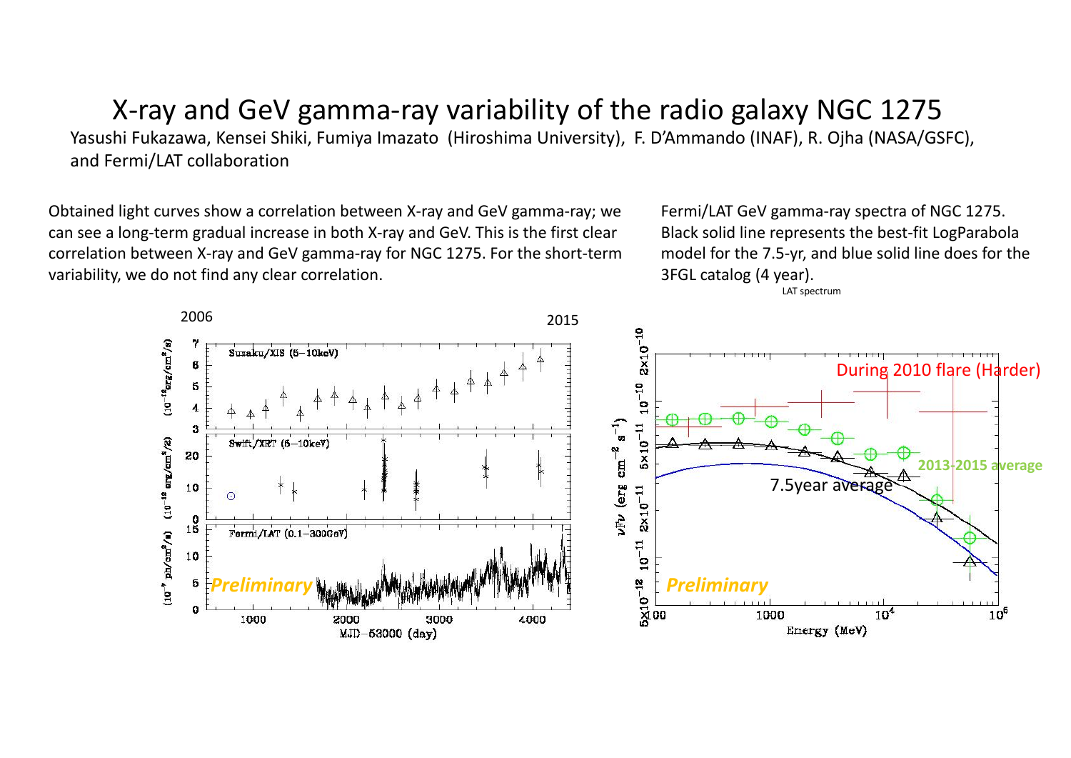# X-ray and GeV gamma-ray variability of the radio galaxy NGC 1275

Yasushi Fukazawa, Kensei Shiki, Fumiya Imazato (Hiroshima University), F. D'Ammando (INAF), R. Ojha (NASA/GSFC), and Fermi/LAT collaboration

Obtained light curves show a correlation between X-ray and GeV gamma-ray; we can see a long-term gradual increase in both X-ray and GeV. This is the first clear correlation between X-ray and GeV gamma-ray for NGC 1275. For the short-term variability, we do not find any clear correlation.

Fermi/LAT GeV gamma-ray spectra of NGC 1275. Black solid line represents the best-fit LogParabola model for the 7.5-yr, and blue solid line does for the 3FGL catalog (4 year).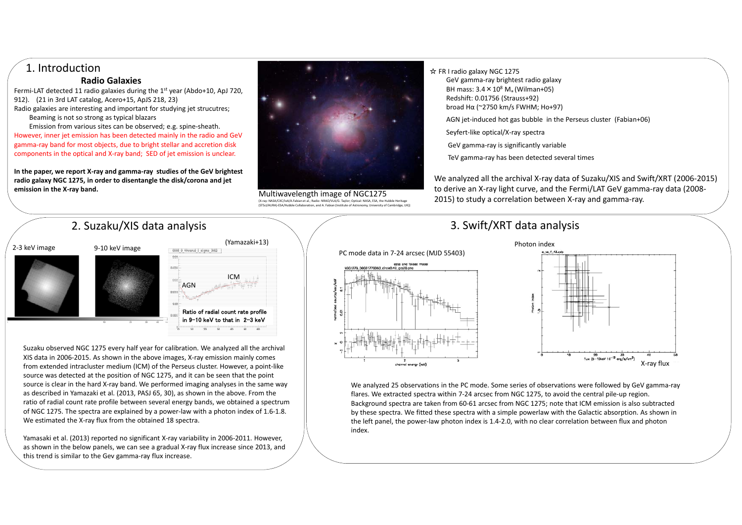# 1. Introduction

### Radio Galaxies

Fermi-LAT detected 11 radio galaxies during the 1st year (Abdo+10, ApJ 720, 912). (21 in 3rd LAT catalog, Acero+15, ApJS 218, 23)

Radio galaxies are interesting and important for studying jet strucutres;

- Beaming is not so strong as typical blazars
- Emission from various sites can be observed; e.g. spine-sheath.

However, inner jet emission has been detected mainly in the radio and GeV gamma-ray band for most objects, due to bright stellar and accretion disk components in the optical and X-ray band; SED of jet emission is unclear.

**In the paper, we report X-ray and gamma-ray studies of the GeV brightest radio galaxy NGC 1275, in order to disentangle the disk/corona and jet emission in the X-ray band.**

Multiwavelength image of NGC1275

(X-ray: NASA/CXC/IoA/A.Fabian et al.; Radio: NRAO/VLA/G. Taylor; Optical: NASA, ESA, the Hubble Heritage (STScI/AURA)-ESA/Hubble Collaboration, and A. Fabian (Institute of Astronomy, University of Cambridge, UK))

☆ FR I radio galaxy NGC 1275

- GeV gamma-ray brightest radio galaxy
- BH mass: $3.4 \times 10^8$ $M_*$ (Wilman+05)
- Redshift: 0.01756 (Strauss+92)
- broad Hα (~2750 km/s FWHM; Ho+97)
- AGN jet-induced hot gas bubble in the Perseus cluster (Fabian+06)
- Seyfert-like optical/X-ray spectra
- GeV gamma-ray is significantly variable
- TeV gamma-ray has been detected several times

We analyzed all the archival X-ray data of Suzaku/XIS and Swift/XRT (2006-2015) to derive an X-ray light curve, and the Fermi/LAT GeV gamma-ray data (2008-2015) to study a correlation between X-ray and gamma-ray.

# 2. Suzaku/XIS data analysis

2-3 keV image

9-10 keV image

(Yamazaki+13)

AGN

ICM

Ratio of radial count rate profile in 9–10 keV to that in 2–3 keV

Suzaku observed NGC 1275 every half year for calibration. We analyzed all the archival XIS data in 2006-2015. As shown in the above images, X-ray emission mainly comes from extended intracluster medium (ICM) of the Perseus cluster. However, a point-like source was detected at the position of NGC 1275, and it can be seen that the point source is clear in the hard X-ray band. We performed imaging analyses in the same way as described in Yamazaki et al. (2013, PASJ 65, 30), as shown in the above. From the ratio of radial count rate profile between several energy bands, we obtained a spectrum of NGC 1275. The spectra are explained by a power-law with a photon index of 1.6-1.8. We estimated the X-ray flux from the obtained 18 spectra.

Yamasaki et al. (2013) reported no significant X-ray variability in 2006-2011. However, as shown in the below panels, we can see a gradual X-ray flux increase since 2013, and this trend is similar to the Gev gamma-ray flux increase.

# 3. Swift/XRT data analysis

PC mode data in 7-24 arcsec (MJD 55403)

Photon index

X-ray flux

We analyzed 25 observations in the PC mode. Some series of observations were followed by GeV gamma-ray flares. We extracted spectra within 7-24 arcsec from NGC 1275, to avoid the central pile-up region. Background spectra are taken from 60-61 arcsec from NGC 1275; note that ICM emission is also subtracted by these spectra. We fitted these spectra with a simple powerlaw with the Galactic absorption. As shown in the left panel, the power-law photon index is 1.4-2.0, with no clear correlation between flux and photon index.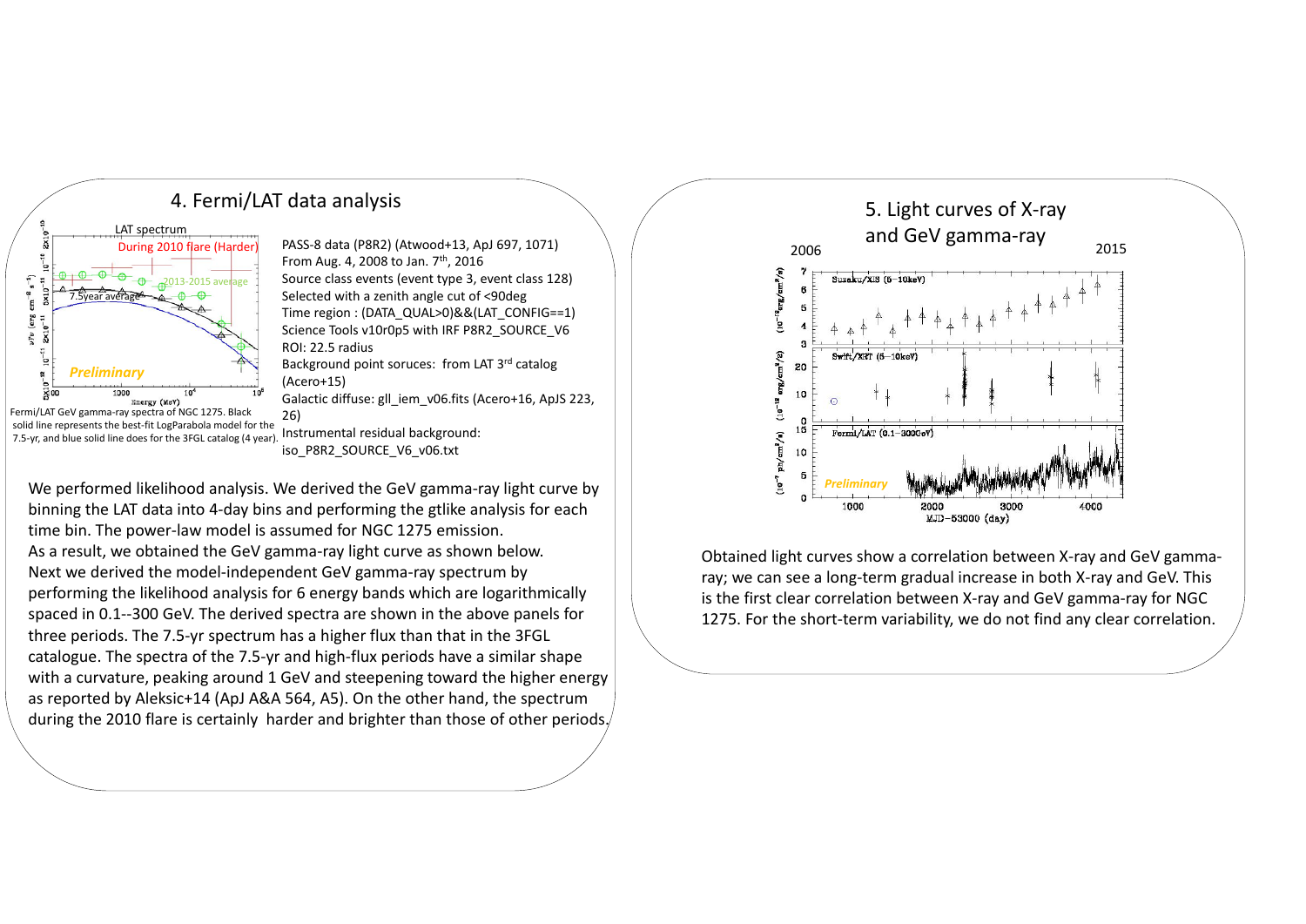## 4. Fermi/LAT data analysis

Fermi/LAT GeV gamma-ray spectra of NGC 1275. Black solid line represents the best-fit LogParabola model for the 7.5-yr, and blue solid line does for the 3FGL catalog (4 year).

PASS-8 data (P8R2) (Atwood+13, ApJ 697, 1071)
From Aug. 4, 2008 to Jan. 7th, 2016
Source class events (event type 3, event class 128)
Selected with a zenith angle cut of <90deg
Time region : (DATA_QUAL>0)&&(LAT_CONFIG==1)
Science Tools v10r0p5 with IRF P8R2_SOURCE_V6
ROI: 22.5 radius
Background point soruces: from LAT 3rd catalog (Acero+15)
Galactic diffuse: gll_iem_v06.fits (Acero+16, ApJS 223, 26)
Instrumental residual background: iso_P8R2_SOURCE_V6_v06.txt

We performed likelihood analysis. We derived the GeV gamma-ray light curve by binning the LAT data into 4-day bins and performing the gtlike analysis for each time bin. The power-law model is assumed for NGC 1275 emission.
As a result, we obtained the GeV gamma-ray light curve as shown below.
Next we derived the model-independent GeV gamma-ray spectrum by performing the likelihood analysis for 6 energy bands which are logarithmically spaced in 0.1--300 GeV. The derived spectra are shown in the above panels for three periods. The 7.5-yr spectrum has a higher flux than that in the 3FGL catalogue. The spectra of the 7.5-yr and high-flux periods have a similar shape with a curvature, peaking around 1 GeV and steepening toward the higher energy as reported by Aleksic+14 (ApJ A&A 564, A5). On the other hand, the spectrum during the 2010 flare is certainly harder and brighter than those of other periods.

## 5. Light curves of X-ray and GeV gamma-ray

Obtained light curves show a correlation between X-ray and GeV gamma-ray; we can see a long-term gradual increase in both X-ray and GeV. This is the first clear correlation between X-ray and GeV gamma-ray for NGC 1275. For the short-term variability, we do not find any clear correlation.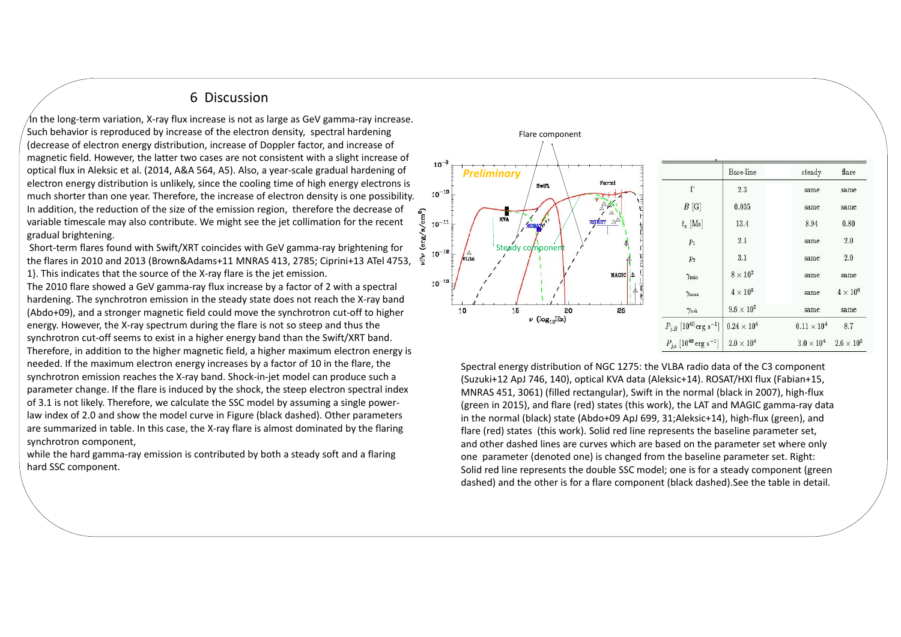## 6 Discussion

In the long-term variation, X-ray flux increase is not as large as GeV gamma-ray increase. Such behavior is reproduced by increase of the electron density, spectral hardening (decrease of electron energy distribution, increase of Doppler factor, and increase of magnetic field. However, the latter two cases are not consistent with a slight increase of optical flux in Aleksic et al. (2014, A&A 564, A5). Also, a year-scale gradual hardening of electron energy distribution is unlikely, since the cooling time of high energy electrons is much shorter than one year. Therefore, the increase of electron density is one possibility. In addition, the reduction of the size of the emission region, therefore the decrease of variable timescale may also contribute. We might see the jet collimation for the recent gradual brightening.

Short-term flares found with Swift/XRT coincides with GeV gamma-ray brightening for the flares in 2010 and 2013 (Brown&Adams+11 MNRAS 413, 2785; Ciprini+13 ATel 4753, 1}. This indicates that the source of the X-ray flare is the jet emission.

The 2010 flare showed a GeV gamma-ray flux increase by a factor of 2 with a spectral hardening. The synchrotron emission in the steady state does not reach the X-ray band (Abdo+09), and a stronger magnetic field could move the synchrotron cut-off to higher energy. However, the X-ray spectrum during the flare is not so steep and thus the synchrotron cut-off seems to exist in a higher energy band than the Swift/XRT band. Therefore, in addition to the higher magnetic field, a higher maximum electron energy is needed. If the maximum electron energy increases by a factor of 10 in the flare, the synchrotron emission reaches the X-ray band. Shock-in-jet model can produce such a parameter change. If the flare is induced by the shock, the steep electron spectral index of 3.1 is not likely. Therefore, we calculate the SSC model by assuming a single power-law index of 2.0 and show the model curve in Figure (black dashed). Other parameters are summarized in table. In this case, the X-ray flare is almost dominated by the flaring synchrotron component,

while the hard gamma-ray emission is contributed by both a steady soft and a flaring hard SSC component.

Flare component

Preliminary

Steady component

Swift

Fermi

KVA

ROSAT

VLBA

MAGIC

$\nu$ ($\log_{10}$Hz)

$\nu F\nu$ (erg/s/cm$^2$)

| | Base-line | steady | flare |
|---|---|---|---|
| $\Gamma$ | 2.3 | same | same |
| $B$ [G] | 0.035 | same | same |
| $t_v$ [Ms] | 13.4 | 8.94 | 0.80 |
| $p_1$ | 2.1 | same | 2.0 |
| $p_2$ | 3.1 | same | 2.0 |
| $\gamma_{\min}$ | $8 \times 10^2$ | same | same |
| $\gamma_{\max}$ | $4 \times 10^5$ | same | $4 \times 10^6$ |
| $\gamma_{\rm brk}$ | $9.6 \times 10^2$ | same | same |
| $P_{j,B}$ [$10^{40}$ erg s$^{-1}$] | $0.24 \times 10^4$ | $0.11 \times 10^4$ | 8.7 |
| $P_{j,e}$ [$10^{40}$ erg s$^{-1}$] | $2.0 \times 10^4$ | $3.0 \times 10^4$ | $2.6 \times 10^3$ |

Spectral energy distribution of NGC 1275: the VLBA radio data of the C3 component (Suzuki+12 ApJ 746, 140), optical KVA data (Aleksic+14). ROSAT/HXI flux (Fabian+15, MNRAS 451, 3061) (filled rectangular), Swift in the normal (black in 2007), high-flux (green in 2015), and flare (red) states (this work), the LAT and MAGIC gamma-ray data in the normal (black) state (Abdo+09 ApJ 699, 31;Aleksic+14), high-flux (green), and flare (red) states (this work). Solid red line represents the baseline parameter set, and other dashed lines are curves which are based on the parameter set where only one parameter (denoted one) is changed from the baseline parameter set. Right: Solid red line represents the double SSC model; one is for a steady component (green dashed) and the other is for a flare component (black dashed).See the table in detail.